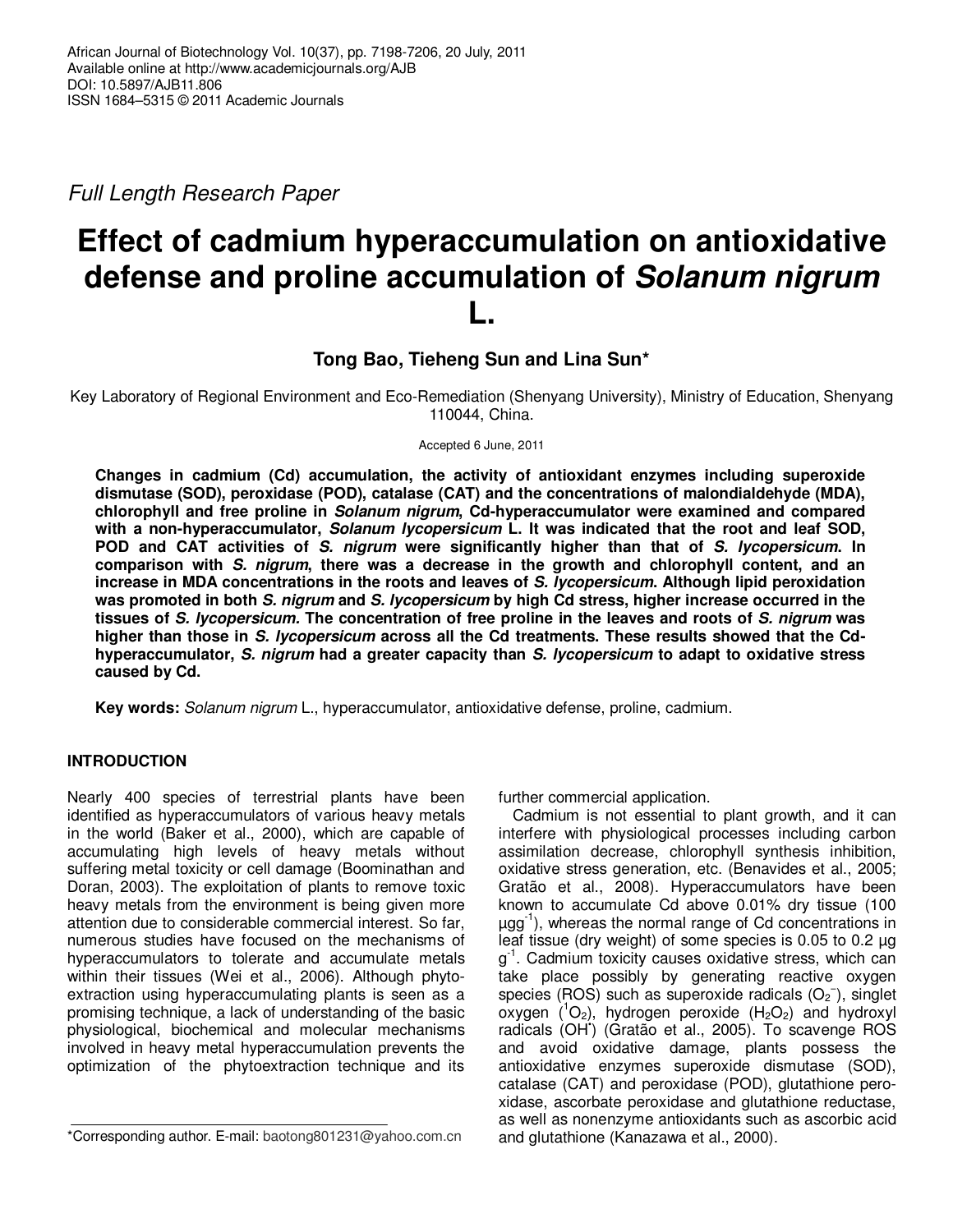African Journal of Biotechnology Vol. 10(37), pp. 7198-7206, 20 July, 2011
Available online at http://www.academicjournals.org/AJB
DOI: 10.5897/AJB11.806
ISSN 1684–5315 © 2011 Academic Journals

*Full Length Research Paper*

# Effect of cadmium hyperaccumulation on antioxidative defense and proline accumulation of *Solanum nigrum* L.

**Tong Bao, Tieheng Sun and Lina Sun***

Key Laboratory of Regional Environment and Eco-Remediation (Shenyang University), Ministry of Education, Shenyang 110044, China.

Accepted 6 June, 2011

**Changes in cadmium (Cd) accumulation, the activity of antioxidant enzymes including superoxide dismutase (SOD), peroxidase (POD), catalase (CAT) and the concentrations of malondialdehyde (MDA), chlorophyll and free proline in *Solanum nigrum*, Cd-hyperaccumulator were examined and compared with a non-hyperaccumulator, *Solanum lycopersicum* L. It was indicated that the root and leaf SOD, POD and CAT activities of *S. nigrum* were significantly higher than that of *S. lycopersicum*. In comparison with *S. nigrum*, there was a decrease in the growth and chlorophyll content, and an increase in MDA concentrations in the roots and leaves of *S. lycopersicum*. Although lipid peroxidation was promoted in both *S. nigrum* and *S. lycopersicum* by high Cd stress, higher increase occurred in the tissues of *S. lycopersicum*. The concentration of free proline in the leaves and roots of *S. nigrum* was higher than those in *S. lycopersicum* across all the Cd treatments. These results showed that the Cd-hyperaccumulator, *S. nigrum* had a greater capacity than *S. lycopersicum* to adapt to oxidative stress caused by Cd.**

**Key words:** *Solanum nigrum* L., hyperaccumulator, antioxidative defense, proline, cadmium.

## INTRODUCTION

Nearly 400 species of terrestrial plants have been identified as hyperaccumulators of various heavy metals in the world (Baker et al., 2000), which are capable of accumulating high levels of heavy metals without suffering metal toxicity or cell damage (Boominathan and Doran, 2003). The exploitation of plants to remove toxic heavy metals from the environment is being given more attention due to considerable commercial interest. So far, numerous studies have focused on the mechanisms of hyperaccumulators to tolerate and accumulate metals within their tissues (Wei et al., 2006). Although phyto-extraction using hyperaccumulating plants is seen as a promising technique, a lack of understanding of the basic physiological, biochemical and molecular mechanisms involved in heavy metal hyperaccumulation prevents the optimization of the phytoextraction technique and its further commercial application.

Cadmium is not essential to plant growth, and it can interfere with physiological processes including carbon assimilation decrease, chlorophyll synthesis inhibition, oxidative stress generation, etc. (Benavides et al., 2005; Gratão et al., 2008). Hyperaccumulators have been known to accumulate Cd above 0.01% dry tissue (100 $\mu g g^{-1}$), whereas the normal range of Cd concentrations in leaf tissue (dry weight) of some species is 0.05 to 0.2 $\mu g\ g^{-1}$. Cadmium toxicity causes oxidative stress, which can take place possibly by generating reactive oxygen species (ROS) such as superoxide radicals ($O_2^-$), singlet oxygen ($^1O_2$), hydrogen peroxide ($H_2O_2$) and hydroxyl radicals ($OH^\cdot$) (Gratão et al., 2005). To scavenge ROS and avoid oxidative damage, plants possess the antioxidative enzymes superoxide dismutase (SOD), catalase (CAT) and peroxidase (POD), glutathione peroxidase, ascorbate peroxidase and glutathione reductase, as well as nonenzyme antioxidants such as ascorbic acid and glutathione (Kanazawa et al., 2000).

*Corresponding author. E-mail: baotong801231@yahoo.com.cn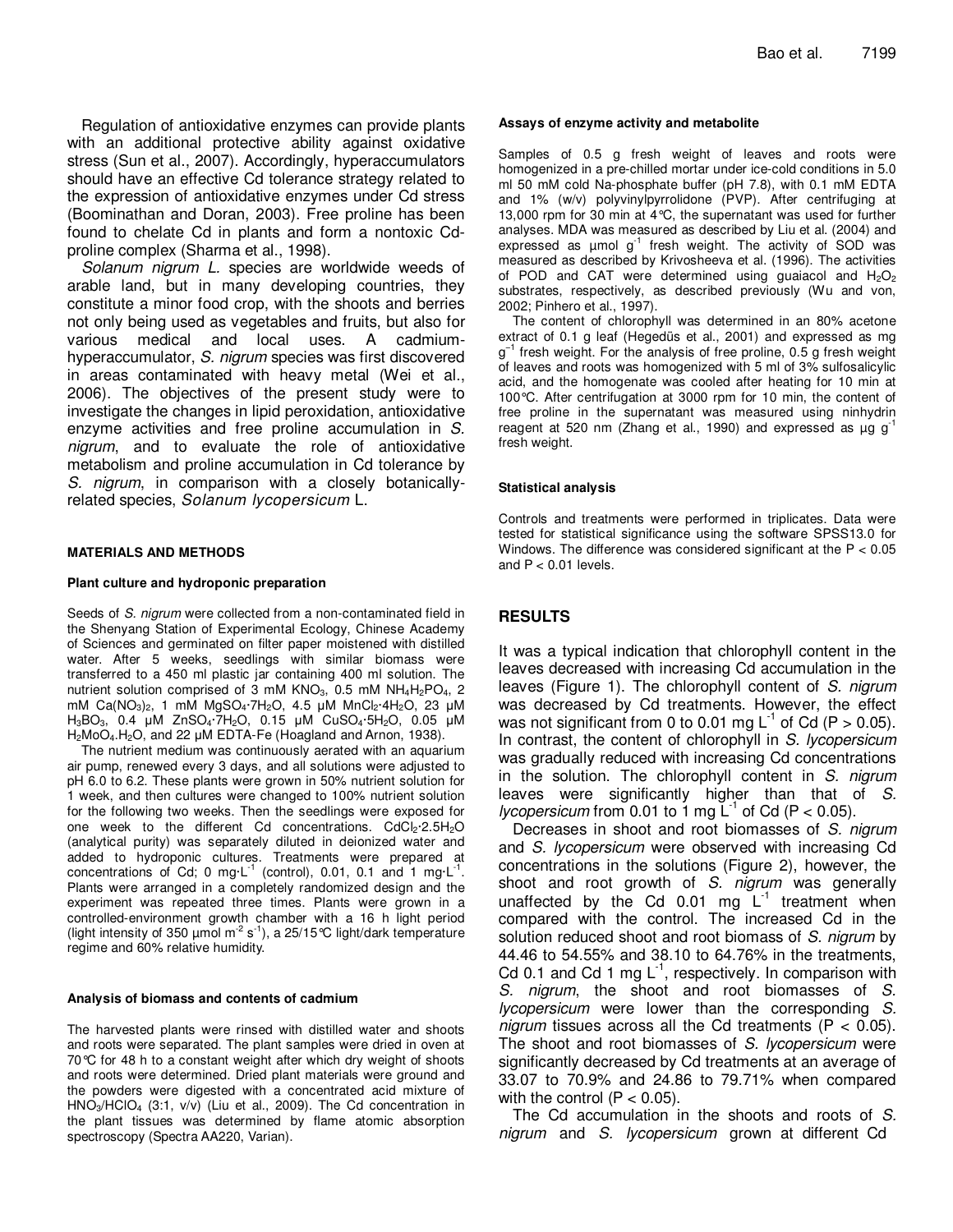Regulation of antioxidative enzymes can provide plants with an additional protective ability against oxidative stress (Sun et al., 2007). Accordingly, hyperaccumulators should have an effective Cd tolerance strategy related to the expression of antioxidative enzymes under Cd stress (Boominathan and Doran, 2003). Free proline has been found to chelate Cd in plants and form a nontoxic Cd-proline complex (Sharma et al., 1998).

*Solanum nigrum L.* species are worldwide weeds of arable land, but in many developing countries, they constitute a minor food crop, with the shoots and berries not only being used as vegetables and fruits, but also for various medical and local uses. A cadmium-hyperaccumulator, *S. nigrum* species was first discovered in areas contaminated with heavy metal (Wei et al., 2006). The objectives of the present study were to investigate the changes in lipid peroxidation, antioxidative enzyme activities and free proline accumulation in *S. nigrum*, and to evaluate the role of antioxidative metabolism and proline accumulation in Cd tolerance by *S. nigrum*, in comparison with a closely botanically-related species, *Solanum lycopersicum* L.

## MATERIALS AND METHODS

### Plant culture and hydroponic preparation

Seeds of *S. nigrum* were collected from a non-contaminated field in the Shenyang Station of Experimental Ecology, Chinese Academy of Sciences and germinated on filter paper moistened with distilled water. After 5 weeks, seedlings with similar biomass were transferred to a 450 ml plastic jar containing 400 ml solution. The nutrient solution comprised of 3 mM $KNO_3$, 0.5 mM $NH_4H_2PO_4$, 2 mM $Ca(NO_3)_2$, 1 mM $MgSO_4 \cdot 7H_2O$, 4.5 μM $MnCl_2 \cdot 4H_2O$, 23 μM $H_3BO_3$, 0.4 μM $ZnSO_4 \cdot 7H_2O$, 0.15 μM $CuSO_4 \cdot 5H_2O$, 0.05 μM $H_2MoO_4 \cdot H_2O$, and 22 μM EDTA-Fe (Hoagland and Arnon, 1938).

The nutrient medium was continuously aerated with an aquarium air pump, renewed every 3 days, and all solutions were adjusted to pH 6.0 to 6.2. These plants were grown in 50% nutrient solution for 1 week, and then cultures were changed to 100% nutrient solution for the following two weeks. Then the seedlings were exposed for one week to the different Cd concentrations. $CdCl_2 \cdot 2.5H_2O$ (analytical purity) was separately diluted in deionized water and added to hydroponic cultures. Treatments were prepared at concentrations of Cd; 0 $mg \cdot L^{-1}$ (control), 0.01, 0.1 and 1 $mg \cdot L^{-1}$. Plants were arranged in a completely randomized design and the experiment was repeated three times. Plants were grown in a controlled-environment growth chamber with a 16 h light period (light intensity of 350 μmol $m^{-2}$ $s^{-1}$), a 25/15°C light/dark temperature regime and 60% relative humidity.

### Analysis of biomass and contents of cadmium

The harvested plants were rinsed with distilled water and shoots and roots were separated. The plant samples were dried in oven at 70°C for 48 h to a constant weight after which dry weight of shoots and roots were determined. Dried plant materials were ground and the powders were digested with a concentrated acid mixture of $HNO_3/HClO_4$ (3:1, v/v) (Liu et al., 2009). The Cd concentration in the plant tissues was determined by flame atomic absorption spectroscopy (Spectra AA220, Varian).

### Assays of enzyme activity and metabolite

Samples of 0.5 g fresh weight of leaves and roots were homogenized in a pre-chilled mortar under ice-cold conditions in 5.0 ml 50 mM cold Na-phosphate buffer (pH 7.8), with 0.1 mM EDTA and 1% (w/v) polyvinylpyrrolidone (PVP). After centrifuging at 13,000 rpm for 30 min at 4°C, the supernatant was used for further analyses. MDA was measured as described by Liu et al. (2004) and expressed as μmol $g^{-1}$ fresh weight. The activity of SOD was measured as described by Krivosheeva et al. (1996). The activities of POD and CAT were determined using guaiacol and $H_2O_2$ substrates, respectively, as described previously (Wu and von, 2002; Pinhero et al., 1997).

The content of chlorophyll was determined in an 80% acetone extract of 0.1 g leaf (Hegedüs et al., 2001) and expressed as mg $g^{-1}$ fresh weight. For the analysis of free proline, 0.5 g fresh weight of leaves and roots was homogenized with 5 ml of 3% sulfosalicylic acid, and the homogenate was cooled after heating for 10 min at 100°C. After centrifugation at 3000 rpm for 10 min, the content of free proline in the supernatant was measured using ninhydrin reagent at 520 nm (Zhang et al., 1990) and expressed as μg $g^{-1}$ fresh weight.

### Statistical analysis

Controls and treatments were performed in triplicates. Data were tested for statistical significance using the software SPSS13.0 for Windows. The difference was considered significant at the $P < 0.05$ and $P < 0.01$ levels.

## RESULTS

It was a typical indication that chlorophyll content in the leaves decreased with increasing Cd accumulation in the leaves (Figure 1). The chlorophyll content of *S. nigrum* was decreased by Cd treatments. However, the effect was not significant from 0 to 0.01 mg $L^{-1}$ of Cd ($P > 0.05$). In contrast, the content of chlorophyll in *S. lycopersicum* was gradually reduced with increasing Cd concentrations in the solution. The chlorophyll content in *S. nigrum* leaves were significantly higher than that of *S. lycopersicum* from 0.01 to 1 mg $L^{-1}$ of Cd ($P < 0.05$).

Decreases in shoot and root biomasses of *S. nigrum* and *S. lycopersicum* were observed with increasing Cd concentrations in the solutions (Figure 2), however, the shoot and root growth of *S. nigrum* was generally unaffected by the Cd 0.01 mg $L^{-1}$ treatment when compared with the control. The increased Cd in the solution reduced shoot and root biomass of *S. nigrum* by 44.46 to 54.55% and 38.10 to 64.76% in the treatments, Cd 0.1 and Cd 1 mg $L^{-1}$, respectively. In comparison with *S. nigrum*, the shoot and root biomasses of *S. lycopersicum* were lower than the corresponding *S. nigrum* tissues across all the Cd treatments ($P < 0.05$). The shoot and root biomasses of *S. lycopersicum* were significantly decreased by Cd treatments at an average of 33.07 to 70.9% and 24.86 to 79.71% when compared with the control ($P < 0.05$).

The Cd accumulation in the shoots and roots of *S. nigrum* and *S. lycopersicum* grown at different Cd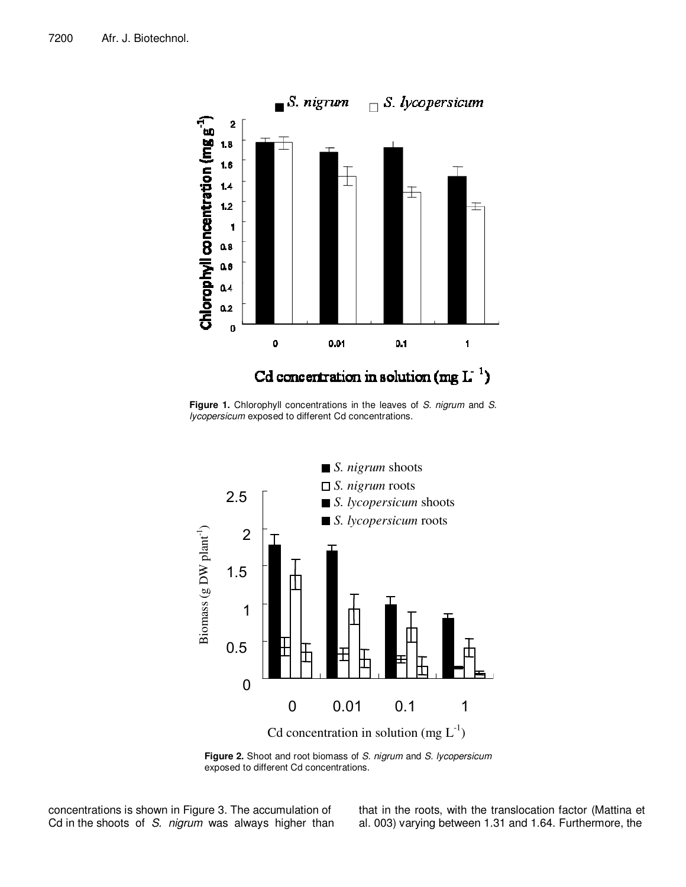**Figure 1.** Chlorophyll concentrations in the leaves of *S. nigrum* and *S. lycopersicum* exposed to different Cd concentrations.

**Figure 2.** Shoot and root biomass of *S. nigrum* and *S. lycopersicum* exposed to different Cd concentrations.

concentrations is shown in Figure 3. The accumulation of Cd in the shoots of *S. nigrum* was always higher than that in the roots, with the translocation factor (Mattina et al. 003) varying between 1.31 and 1.64. Furthermore, the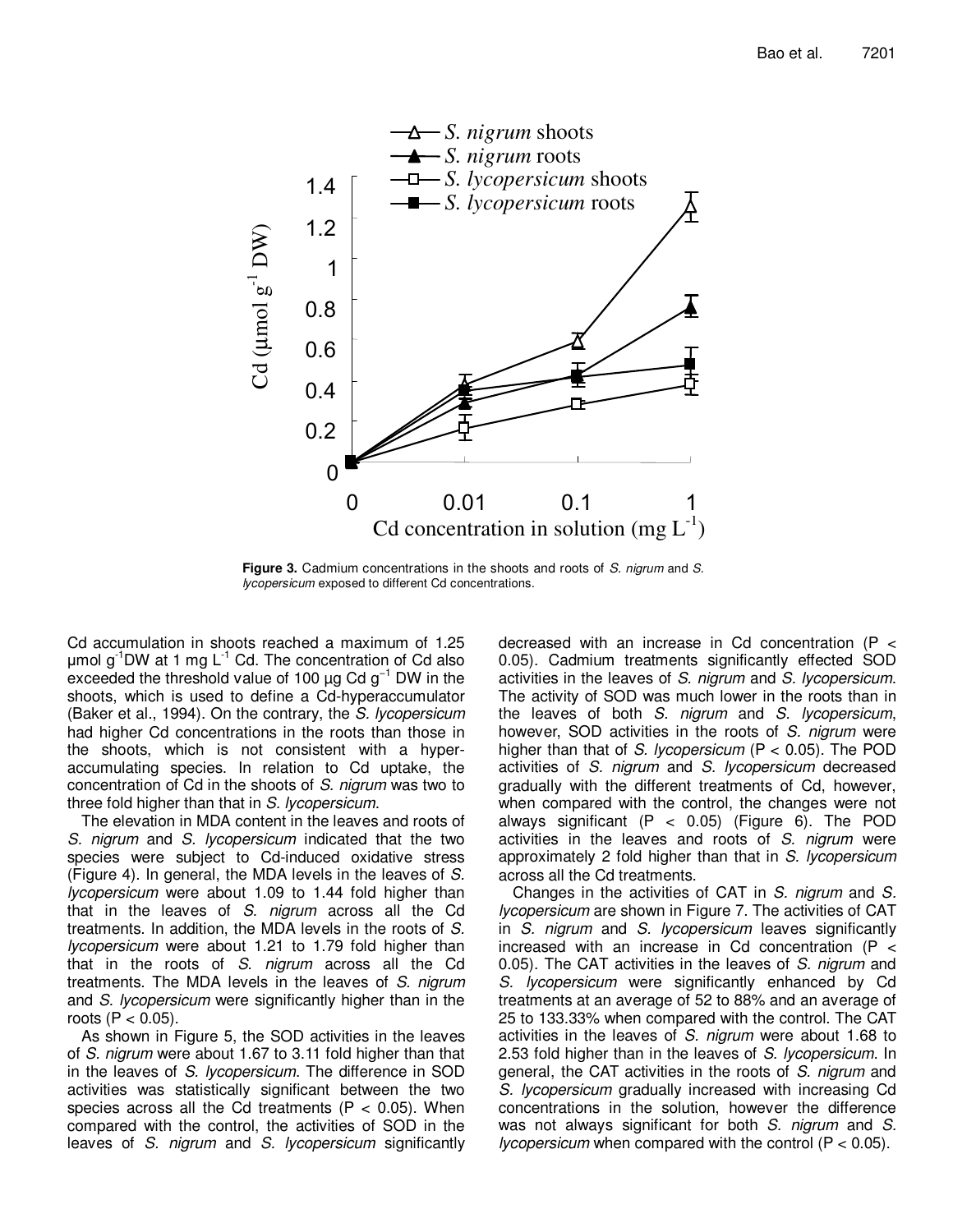**Figure 3.** Cadmium concentrations in the shoots and roots of *S. nigrum* and *S. lycopersicum* exposed to different Cd concentrations.

Cd accumulation in shoots reached a maximum of 1.25 µmol $g^{-1}$DW at 1 mg $L^{-1}$ Cd. The concentration of Cd also exceeded the threshold value of 100 µg Cd $g^{-1}$ DW in the shoots, which is used to define a Cd-hyperaccumulator (Baker et al., 1994). On the contrary, the *S. lycopersicum* had higher Cd concentrations in the roots than those in the shoots, which is not consistent with a hyper-accumulating species. In relation to Cd uptake, the concentration of Cd in the shoots of *S. nigrum* was two to three fold higher than that in *S. lycopersicum*.

The elevation in MDA content in the leaves and roots of *S. nigrum* and *S. lycopersicum* indicated that the two species were subject to Cd-induced oxidative stress (Figure 4). In general, the MDA levels in the leaves of *S. lycopersicum* were about 1.09 to 1.44 fold higher than that in the leaves of *S. nigrum* across all the Cd treatments. In addition, the MDA levels in the roots of *S. lycopersicum* were about 1.21 to 1.79 fold higher than that in the roots of *S. nigrum* across all the Cd treatments. The MDA levels in the leaves of *S. nigrum* and *S. lycopersicum* were significantly higher than in the roots ($P < 0.05$).

As shown in Figure 5, the SOD activities in the leaves of *S. nigrum* were about 1.67 to 3.11 fold higher than that in the leaves of *S. lycopersicum*. The difference in SOD activities was statistically significant between the two species across all the Cd treatments ($P < 0.05$). When compared with the control, the activities of SOD in the leaves of *S. nigrum* and *S. lycopersicum* significantly decreased with an increase in Cd concentration ($P < 0.05$). Cadmium treatments significantly effected SOD activities in the leaves of *S. nigrum* and *S. lycopersicum*. The activity of SOD was much lower in the roots than in the leaves of both *S. nigrum* and *S. lycopersicum*, however, SOD activities in the roots of *S. nigrum* were higher than that of *S. lycopersicum* ($P < 0.05$). The POD activities of *S. nigrum* and *S. lycopersicum* decreased gradually with the different treatments of Cd, however, when compared with the control, the changes were not always significant ($P < 0.05$) (Figure 6). The POD activities in the leaves and roots of *S. nigrum* were approximately 2 fold higher than that in *S. lycopersicum* across all the Cd treatments.

Changes in the activities of CAT in *S. nigrum* and *S. lycopersicum* are shown in Figure 7. The activities of CAT in *S. nigrum* and *S. lycopersicum* leaves significantly increased with an increase in Cd concentration ($P < 0.05$). The CAT activities in the leaves of *S. nigrum* and *S. lycopersicum* were significantly enhanced by Cd treatments at an average of 52 to 88% and an average of 25 to 133.33% when compared with the control. The CAT activities in the leaves of *S. nigrum* were about 1.68 to 2.53 fold higher than in the leaves of *S. lycopersicum*. In general, the CAT activities in the roots of *S. nigrum* and *S. lycopersicum* gradually increased with increasing Cd concentrations in the solution, however the difference was not always significant for both *S. nigrum* and *S. lycopersicum* when compared with the control ($P < 0.05$).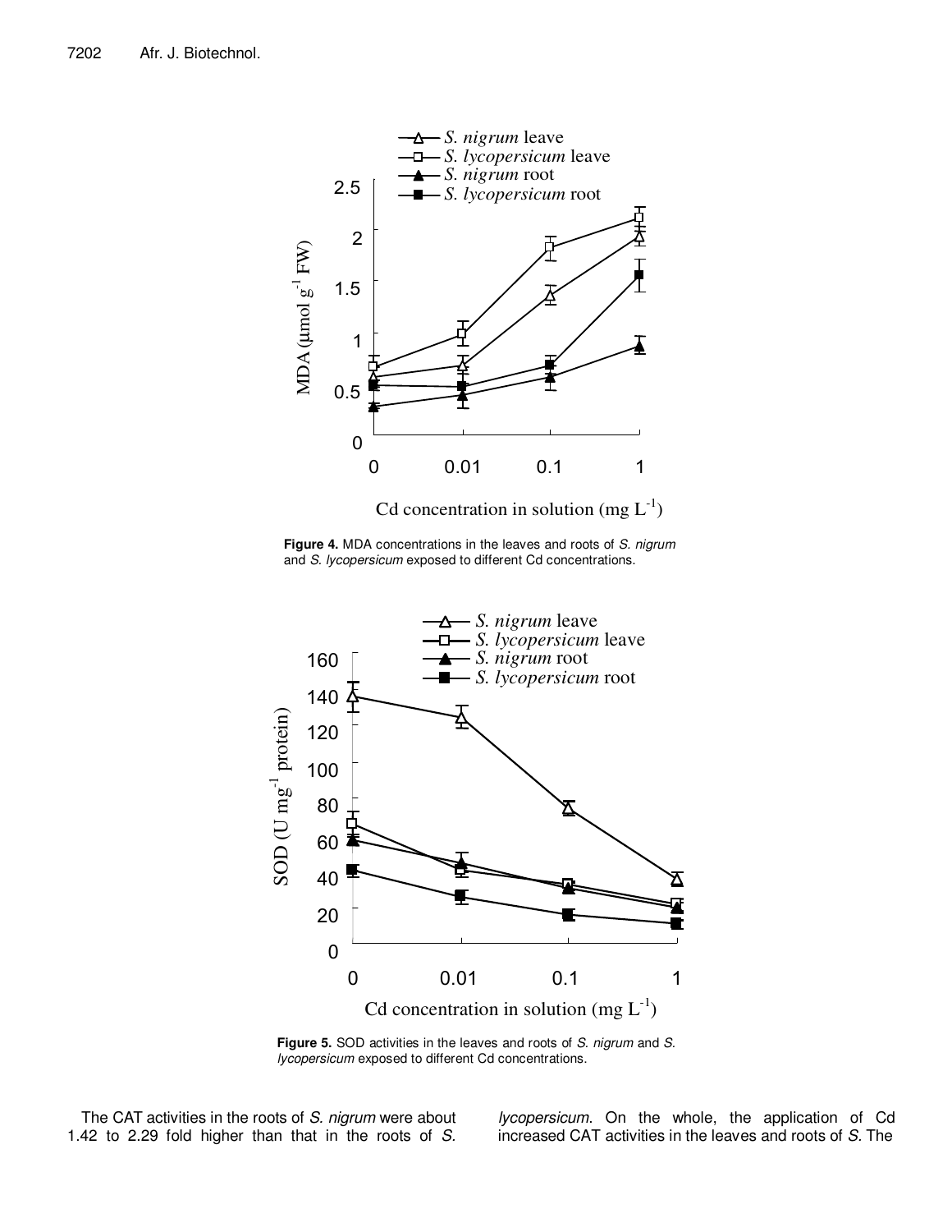**Figure 4.** MDA concentrations in the leaves and roots of *S. nigrum* and *S. lycopersicum* exposed to different Cd concentrations.

**Figure 5.** SOD activities in the leaves and roots of *S. nigrum* and *S. lycopersicum* exposed to different Cd concentrations.

The CAT activities in the roots of *S. nigrum* were about 1.42 to 2.29 fold higher than that in the roots of *S. lycopersicum*. On the whole, the application of Cd increased CAT activities in the leaves and roots of *S.* The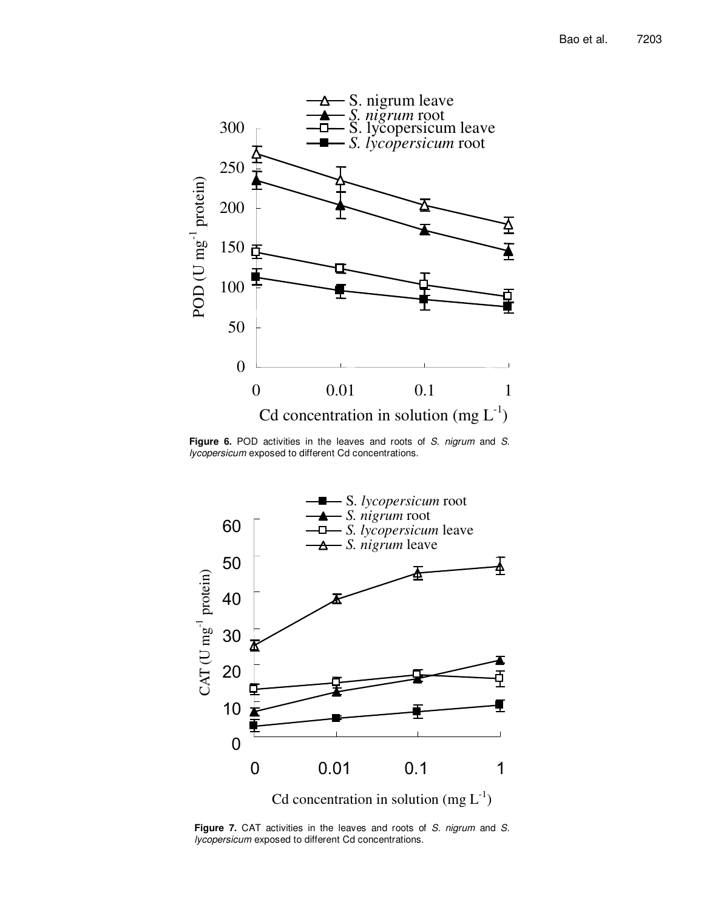**Figure 6.** POD activities in the leaves and roots of *S. nigrum* and *S. lycopersicum* exposed to different Cd concentrations.

**Figure 7.** CAT activities in the leaves and roots of *S. nigrum* and *S. lycopersicum* exposed to different Cd concentrations.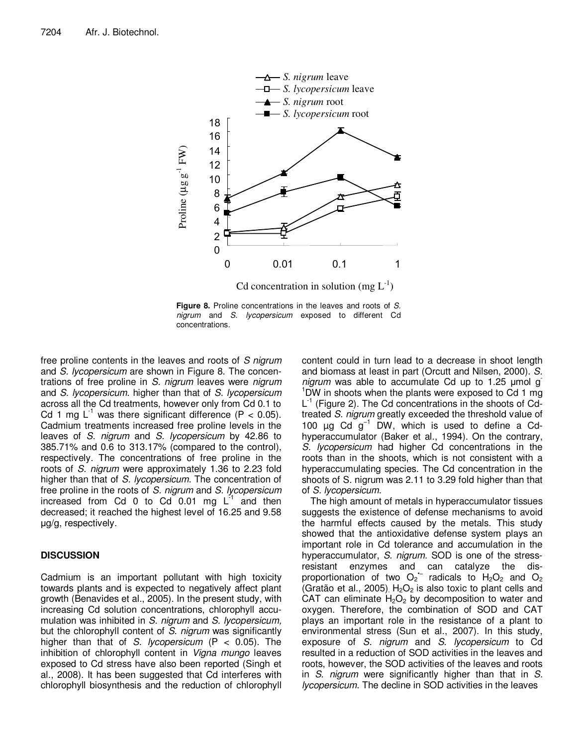**Figure 8.** Proline concentrations in the leaves and roots of *S. nigrum* and *S. lycopersicum* exposed to different Cd concentrations.

free proline contents in the leaves and roots of *S nigrum* and *S. lycopersicum* are shown in Figure 8. The concentrations of free proline in *S. nigrum* leaves were *nigrum* and *S. lycopersicum*. higher than that of *S. lycopersicum* across all the Cd treatments, however only from Cd 0.1 to Cd 1 mg $L^{-1}$ was there significant difference ($P < 0.05$). Cadmium treatments increased free proline levels in the leaves of *S. nigrum* and *S. lycopersicum* by 42.86 to 385.71% and 0.6 to 313.17% (compared to the control), respectively. The concentrations of free proline in the roots of *S. nigrum* were approximately 1.36 to 2.23 fold higher than that of *S. lycopersicum*. The concentration of free proline in the roots of *S. nigrum* and *S. lycopersicum* increased from Cd 0 to Cd 0.01 mg $L^{-1}$ and then decreased; it reached the highest level of 16.25 and 9.58 μg/g, respectively.

## DISCUSSION

Cadmium is an important pollutant with high toxicity towards plants and is expected to negatively affect plant growth (Benavides et al., 2005). In the present study, with increasing Cd solution concentrations, chlorophyll accumulation was inhibited in *S. nigrum* and *S. lycopersicum,* but the chlorophyll content of *S. nigrum* was significantly higher than that of *S. lycopersicum* ($P < 0.05$). The inhibition of chlorophyll content in *Vigna mungo* leaves exposed to Cd stress have also been reported (Singh et al., 2008). It has been suggested that Cd interferes with chlorophyll biosynthesis and the reduction of chlorophyll content could in turn lead to a decrease in shoot length and biomass at least in part (Orcutt and Nilsen, 2000). *S. nigrum* was able to accumulate Cd up to 1.25 μmol $g^{-1}$DW in shoots when the plants were exposed to Cd 1 mg $L^{-1}$ (Figure 2). The Cd concentrations in the shoots of Cd-treated *S. nigrum* greatly exceeded the threshold value of 100 μg Cd $g^{-1}$ DW, which is used to define a Cd-hyperaccumulator (Baker et al., 1994). On the contrary, *S. lycopersicum* had higher Cd concentrations in the roots than in the shoots, which is not consistent with a hyperaccumulating species. The Cd concentration in the shoots of S. nigrum was 2.11 to 3.29 fold higher than that of *S. lycopersicum*.

The high amount of metals in hyperaccumulator tissues suggests the existence of defense mechanisms to avoid the harmful effects caused by the metals. This study showed that the antioxidative defense system plays an important role in Cd tolerance and accumulation in the hyperaccumulator, *S. nigrum*. SOD is one of the stress-resistant enzymes and can catalyze the disproportionation of two $O_2^{\bullet-}$ radicals to $H_2O_2$ and $O_2$ (Gratão et al., 2005). $H_2O_2$ is also toxic to plant cells and CAT can eliminate $H_2O_2$ by decomposition to water and oxygen. Therefore, the combination of SOD and CAT plays an important role in the resistance of a plant to environmental stress (Sun et al., 2007). In this study, exposure of *S. nigrum* and *S. lycopersicum* to Cd resulted in a reduction of SOD activities in the leaves and roots, however, the SOD activities of the leaves and roots in *S. nigrum* were significantly higher than that in *S. lycopersicum*. The decline in SOD activities in the leaves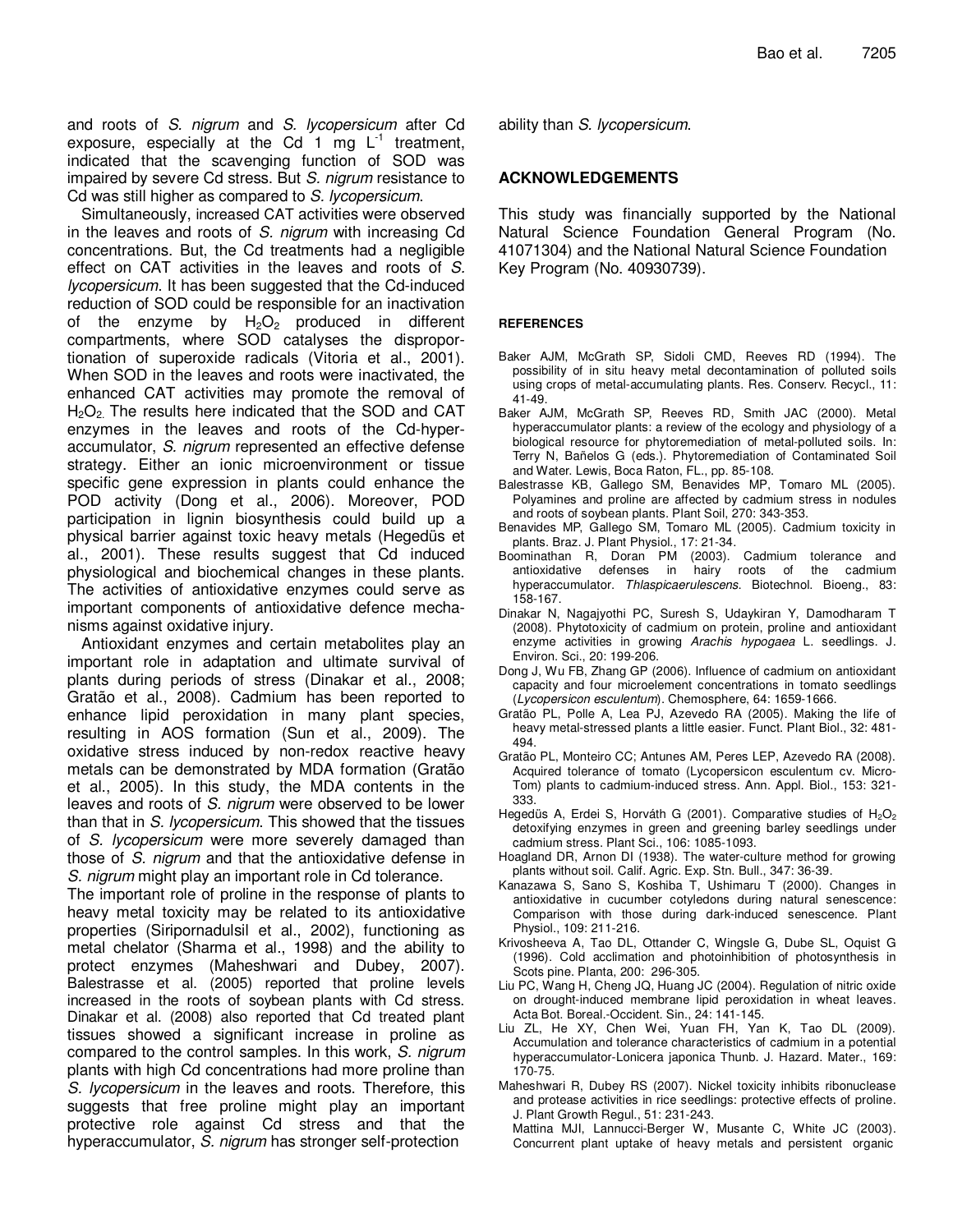and roots of *S. nigrum* and *S. lycopersicum* after Cd exposure, especially at the Cd 1 mg $L^{-1}$ treatment, indicated that the scavenging function of SOD was impaired by severe Cd stress. But *S. nigrum* resistance to Cd was still higher as compared to *S. lycopersicum*.

Simultaneously, increased CAT activities were observed in the leaves and roots of *S. nigrum* with increasing Cd concentrations. But, the Cd treatments had a negligible effect on CAT activities in the leaves and roots of *S. lycopersicum*. It has been suggested that the Cd-induced reduction of SOD could be responsible for an inactivation of the enzyme by $H_2O_2$ produced in different compartments, where SOD catalyses the disproportionation of superoxide radicals (Vitoria et al., 2001). When SOD in the leaves and roots were inactivated, the enhanced CAT activities may promote the removal of $H_2O_2$. The results here indicated that the SOD and CAT enzymes in the leaves and roots of the Cd-hyperaccumulator, *S. nigrum* represented an effective defense strategy. Either an ionic microenvironment or tissue specific gene expression in plants could enhance the POD activity (Dong et al., 2006). Moreover, POD participation in lignin biosynthesis could build up a physical barrier against toxic heavy metals (Hegedüs et al., 2001). These results suggest that Cd induced physiological and biochemical changes in these plants. The activities of antioxidative enzymes could serve as important components of antioxidative defence mechanisms against oxidative injury.

Antioxidant enzymes and certain metabolites play an important role in adaptation and ultimate survival of plants during periods of stress (Dinakar et al., 2008; Gratão et al., 2008). Cadmium has been reported to enhance lipid peroxidation in many plant species, resulting in AOS formation (Sun et al., 2009). The oxidative stress induced by non-redox reactive heavy metals can be demonstrated by MDA formation (Gratão et al., 2005). In this study, the MDA contents in the leaves and roots of *S. nigrum* were observed to be lower than that in *S. lycopersicum*. This showed that the tissues of *S. lycopersicum* were more severely damaged than those of *S. nigrum* and that the antioxidative defense in *S. nigrum* might play an important role in Cd tolerance.

The important role of proline in the response of plants to heavy metal toxicity may be related to its antioxidative properties (Siripornadulsil et al., 2002), functioning as metal chelator (Sharma et al., 1998) and the ability to protect enzymes (Maheshwari and Dubey, 2007). Balestrasse et al. (2005) reported that proline levels increased in the roots of soybean plants with Cd stress. Dinakar et al. (2008) also reported that Cd treated plant tissues showed a significant increase in proline as compared to the control samples. In this work, *S. nigrum* plants with high Cd concentrations had more proline than *S. lycopersicum* in the leaves and roots. Therefore, this suggests that free proline might play an important protective role against Cd stress and that the hyperaccumulator, *S. nigrum* has stronger self-protection ability than *S. lycopersicum*.

## ACKNOWLEDGEMENTS

This study was financially supported by the National Natural Science Foundation General Program (No. 41071304) and the National Natural Science Foundation Key Program (No. 40930739).

## REFERENCES

Baker AJM, McGrath SP, Sidoli CMD, Reeves RD (1994). The possibility of in situ heavy metal decontamination of polluted soils using crops of metal-accumulating plants. Res. Conserv. Recycl., 11: 41-49.

Baker AJM, McGrath SP, Reeves RD, Smith JAC (2000). Metal hyperaccumulator plants: a review of the ecology and physiology of a biological resource for phytoremediation of metal-polluted soils. In: Terry N, Bañelos G (eds.). Phytoremediation of Contaminated Soil and Water. Lewis, Boca Raton, FL., pp. 85-108.

Balestrasse KB, Gallego SM, Benavides MP, Tomaro ML (2005). Polyamines and proline are affected by cadmium stress in nodules and roots of soybean plants. Plant Soil, 270: 343-353.

Benavides MP, Gallego SM, Tomaro ML (2005). Cadmium toxicity in plants. Braz. J. Plant Physiol., 17: 21-34.

Boominathan R, Doran PM (2003). Cadmium tolerance and antioxidative defenses in hairy roots of the cadmium hyperaccumulator. *Thlaspicaerulescens*. Biotechnol. Bioeng., 83: 158-167.

Dinakar N, Nagajyothi PC, Suresh S, Udaykiran Y, Damodharam T (2008). Phytotoxicity of cadmium on protein, proline and antioxidant enzyme activities in growing *Arachis hypogaea* L. seedlings. J. Environ. Sci., 20: 199-206.

Dong J, Wu FB, Zhang GP (2006). Influence of cadmium on antioxidant capacity and four microelement concentrations in tomato seedlings (*Lycopersicon esculentum*). Chemosphere, 64: 1659-1666.

Gratão PL, Polle A, Lea PJ, Azevedo RA (2005). Making the life of heavy metal-stressed plants a little easier. Funct. Plant Biol., 32: 481-494.

Gratão PL, Monteiro CC; Antunes AM, Peres LEP, Azevedo RA (2008). Acquired tolerance of tomato (Lycopersicon esculentum cv. Micro-Tom) plants to cadmium-induced stress. Ann. Appl. Biol., 153: 321-333.

Hegedüs A, Erdei S, Horváth G (2001). Comparative studies of $H_2O_2$ detoxifying enzymes in green and greening barley seedlings under cadmium stress. Plant Sci., 106: 1085-1093.

Hoagland DR, Arnon DI (1938). The water-culture method for growing plants without soil. Calif. Agric. Exp. Stn. Bull., 347: 36-39.

Kanazawa S, Sano S, Koshiba T, Ushimaru T (2000). Changes in antioxidative in cucumber cotyledons during natural senescence: Comparison with those during dark-induced senescence. Plant Physiol., 109: 211-216.

Krivosheeva A, Tao DL, Ottander C, Wingsle G, Dube SL, Oquist G (1996). Cold acclimation and photoinhibition of photosynthesis in Scots pine. Planta, 200: 296-305.

Liu PC, Wang H, Cheng JQ, Huang JC (2004). Regulation of nitric oxide on drought-induced membrane lipid peroxidation in wheat leaves. Acta Bot. Boreal.-Occident. Sin., 24: 141-145.

Liu ZL, He XY, Chen Wei, Yuan FH, Yan K, Tao DL (2009). Accumulation and tolerance characteristics of cadmium in a potential hyperaccumulator-Lonicera japonica Thunb. J. Hazard. Mater., 169: 170-75.

Maheshwari R, Dubey RS (2007). Nickel toxicity inhibits ribonuclease and protease activities in rice seedlings: protective effects of proline. J. Plant Growth Regul., 51: 231-243.

Mattina MJI, Lannucci-Berger W, Musante C, White JC (2003). Concurrent plant uptake of heavy metals and persistent organic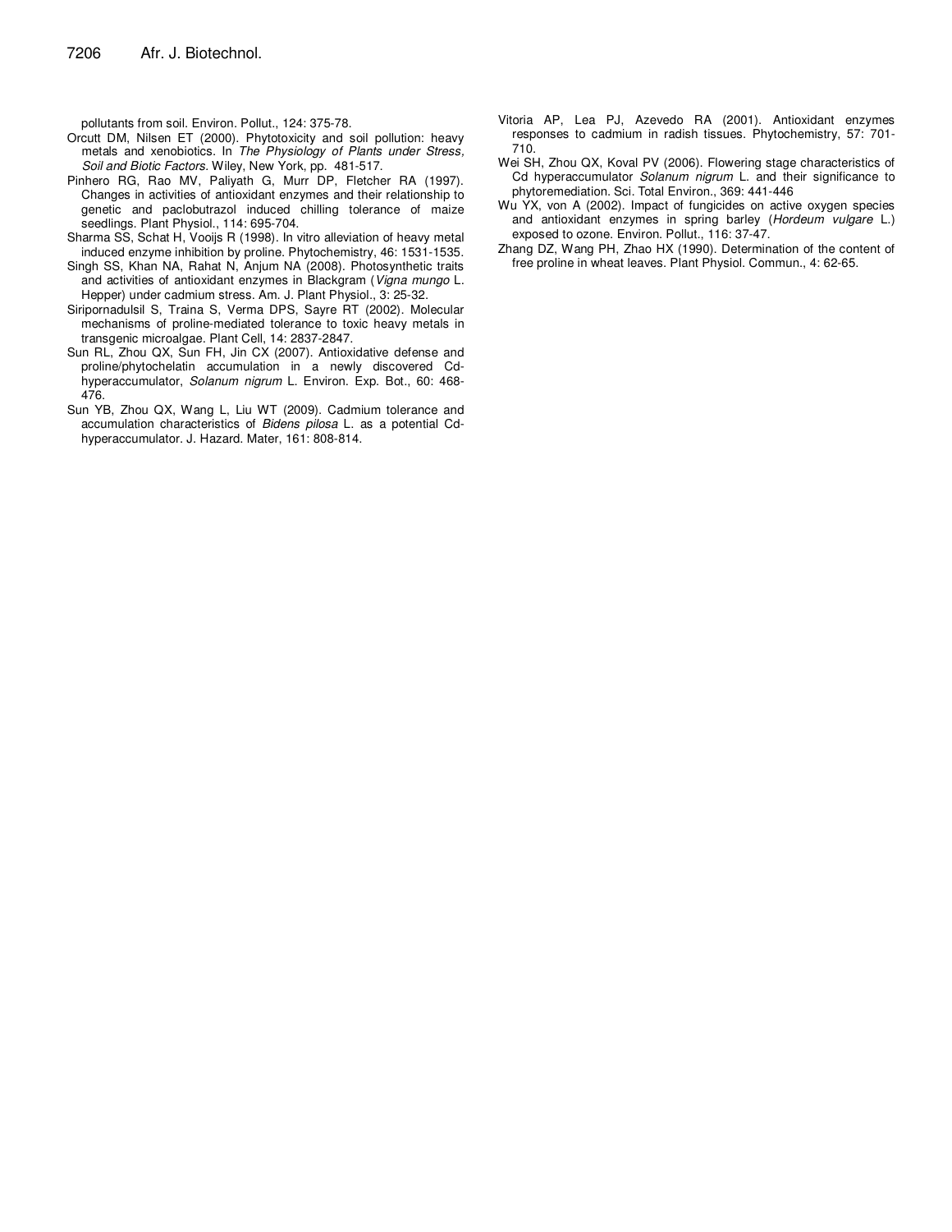pollutants from soil. Environ. Pollut., 124: 375-78.

Orcutt DM, Nilsen ET (2000). Phytotoxicity and soil pollution: heavy metals and xenobiotics. In *The Physiology of Plants under Stress, Soil and Biotic Factors.* Wiley, New York, pp. 481-517.

Pinhero RG, Rao MV, Paliyath G, Murr DP, Fletcher RA (1997). Changes in activities of antioxidant enzymes and their relationship to genetic and paclobutrazol induced chilling tolerance of maize seedlings. Plant Physiol., 114: 695-704.

Sharma SS, Schat H, Vooijs R (1998). In vitro alleviation of heavy metal induced enzyme inhibition by proline. Phytochemistry, 46: 1531-1535.

Singh SS, Khan NA, Rahat N, Anjum NA (2008). Photosynthetic traits and activities of antioxidant enzymes in Blackgram (*Vigna mungo* L. Hepper) under cadmium stress. Am. J. Plant Physiol., 3: 25-32.

Siripornadulsil S, Traina S, Verma DPS, Sayre RT (2002). Molecular mechanisms of proline-mediated tolerance to toxic heavy metals in transgenic microalgae. Plant Cell, 14: 2837-2847.

Sun RL, Zhou QX, Sun FH, Jin CX (2007). Antioxidative defense and proline/phytochelatin accumulation in a newly discovered Cd-hyperaccumulator, *Solanum nigrum* L. Environ. Exp. Bot., 60: 468-476.

Sun YB, Zhou QX, Wang L, Liu WT (2009). Cadmium tolerance and accumulation characteristics of *Bidens pilosa* L. as a potential Cd-hyperaccumulator. J. Hazard. Mater, 161: 808-814.

Vitoria AP, Lea PJ, Azevedo RA (2001). Antioxidant enzymes responses to cadmium in radish tissues. Phytochemistry, 57: 701-710.

Wei SH, Zhou QX, Koval PV (2006). Flowering stage characteristics of Cd hyperaccumulator *Solanum nigrum* L. and their significance to phytoremediation. Sci. Total Environ., 369: 441-446

Wu YX, von A (2002). Impact of fungicides on active oxygen species and antioxidant enzymes in spring barley (*Hordeum vulgare* L.) exposed to ozone. Environ. Pollut., 116: 37-47.

Zhang DZ, Wang PH, Zhao HX (1990). Determination of the content of free proline in wheat leaves. Plant Physiol. Commun., 4: 62-65.